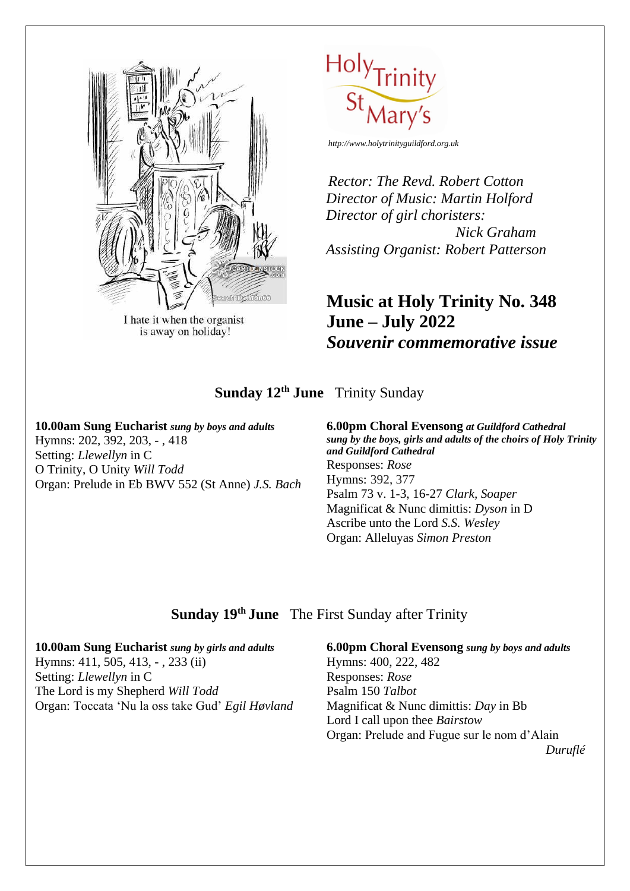I hate it when the organist is away on holiday!

Holy Trinity St Mary's

http://www.holytrinityguildford.org.uk

*Rector: The Revd. Robert Cotton*
*Director of Music: Martin Holford*
*Director of girl choristers: Nick Graham*
*Assisting Organist: Robert Patterson*

# Music at Holy Trinity No. 348
# June – July 2022
# *Souvenir commemorative issue*

## Sunday 12th June Trinity Sunday

**10.00am Sung Eucharist** ***sung by boys and adults***
Hymns: 202, 392, 203, - , 418
Setting: *Llewellyn* in C
O Trinity, O Unity *Will Todd*
Organ: Prelude in Eb BWV 552 (St Anne) *J.S. Bach*

**6.00pm Choral Evensong** ***at Guildford Cathedral sung by the boys, girls and adults of the choirs of Holy Trinity and Guildford Cathedral***
Responses: *Rose*
Hymns: 392, 377
Psalm 73 v. 1-3, 16-27 *Clark, Soaper*
Magnificat & Nunc dimittis: *Dyson* in D
Ascribe unto the Lord *S.S. Wesley*
Organ: Alleluyas *Simon Preston*

## Sunday 19th June The First Sunday after Trinity

**10.00am Sung Eucharist** ***sung by girls and adults***
Hymns: 411, 505, 413, - , 233 (ii)
Setting: *Llewellyn* in C
The Lord is my Shepherd *Will Todd*
Organ: Toccata 'Nu la oss take Gud' *Egil Høvland*

**6.00pm Choral Evensong** ***sung by boys and adults***
Hymns: 400, 222, 482
Responses: *Rose*
Psalm 150 *Talbot*
Magnificat & Nunc dimittis: *Day* in Bb
Lord I call upon thee *Bairstow*
Organ: Prelude and Fugue sur le nom d'Alain *Duruflé*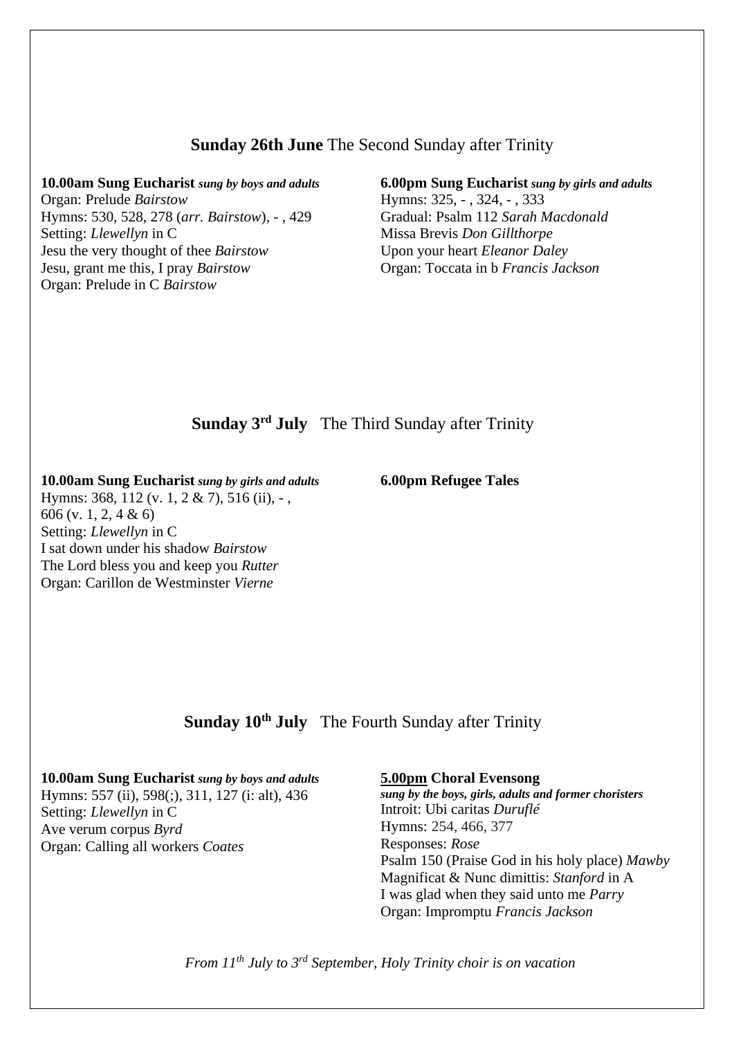## **Sunday 26th June** The Second Sunday after Trinity

**10.00am Sung Eucharist** ***sung by boys and adults***
Organ: Prelude *Bairstow*
Hymns: 530, 528, 278 (*arr. Bairstow*), - , 429
Setting: *Llewellyn* in C
Jesu the very thought of thee *Bairstow*
Jesu, grant me this, I pray *Bairstow*
Organ: Prelude in C *Bairstow*

**6.00pm Sung Eucharist** ***sung by girls and adults***
Hymns: 325, - , 324, - , 333
Gradual: Psalm 112 *Sarah Macdonald*
Missa Brevis *Don Gillthorpe*
Upon your heart *Eleanor Daley*
Organ: Toccata in b *Francis Jackson*

## **Sunday 3rd July** The Third Sunday after Trinity

**10.00am Sung Eucharist** ***sung by girls and adults***
Hymns: 368, 112 (v. 1, 2 & 7), 516 (ii), - , 606 (v. 1, 2, 4 & 6)
Setting: *Llewellyn* in C
I sat down under his shadow *Bairstow*
The Lord bless you and keep you *Rutter*
Organ: Carillon de Westminster *Vierne*

**6.00pm Refugee Tales**

## **Sunday 10th July** The Fourth Sunday after Trinity

**10.00am Sung Eucharist** ***sung by boys and adults***
Hymns: 557 (ii), 598(;), 311, 127 (i: alt), 436
Setting: *Llewellyn* in C
Ave verum corpus *Byrd*
Organ: Calling all workers *Coates*

**5.00pm Choral Evensong**
***sung by the boys, girls, adults and former choristers***
Introit: Ubi caritas *Duruflé*
Hymns: 254, 466, 377
Responses: *Rose*
Psalm 150 (Praise God in his holy place) *Mawby*
Magnificat & Nunc dimittis: *Stanford* in A
I was glad when they said unto me *Parry*
Organ: Impromptu *Francis Jackson*

*From 11th July to 3rd September, Holy Trinity choir is on vacation*